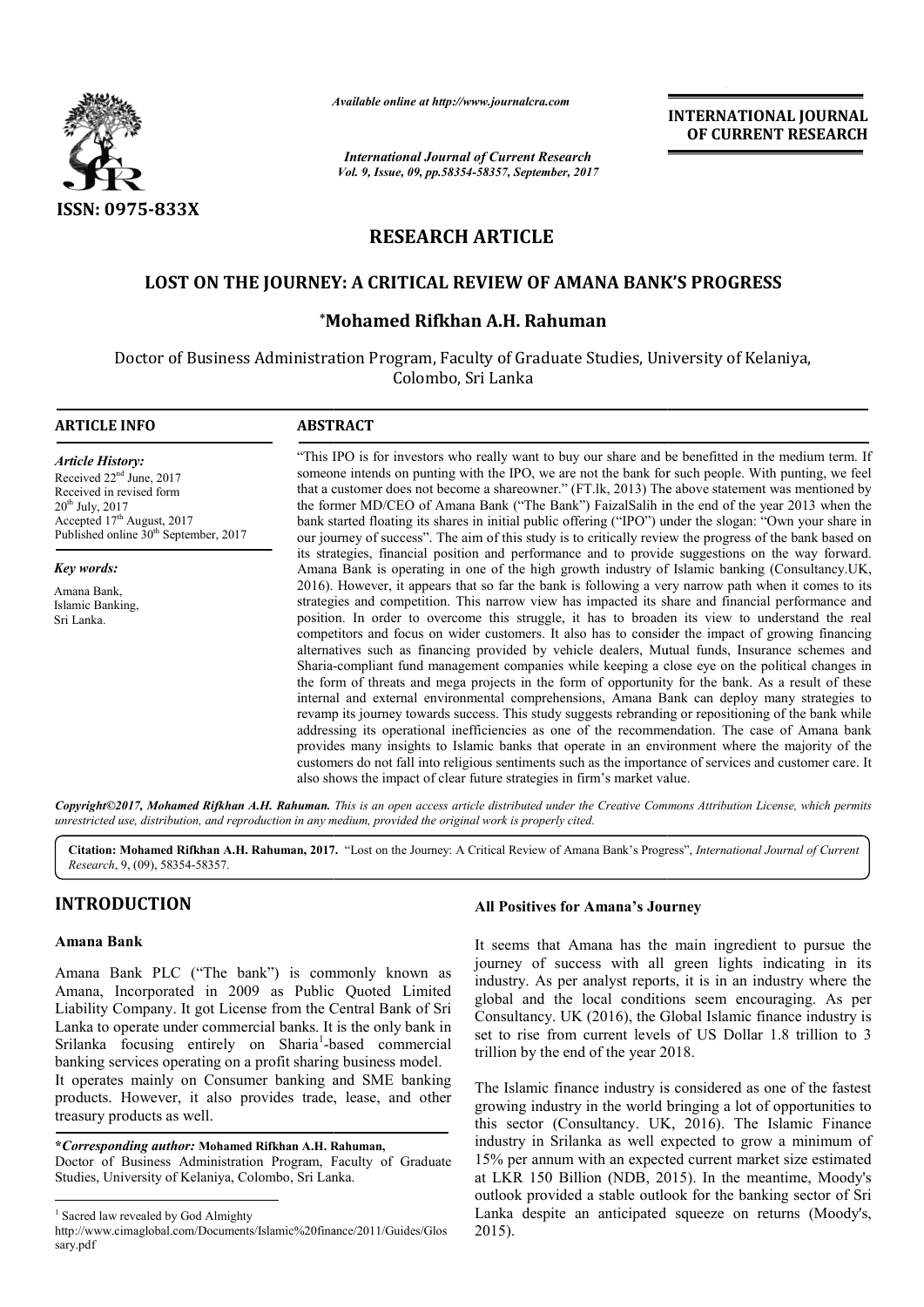ISSN: 0975-833X

*Available online at http://www.journalcra.com*

*International Journal of Current Research*
*Vol. 9, Issue, 09, pp.58354-58357, September, 2017*

**INTERNATIONAL JOURNAL OF CURRENT RESEARCH**

# RESEARCH ARTICLE

# LOST ON THE JOURNEY: A CRITICAL REVIEW OF AMANA BANK'S PROGRESS

**\*Mohamed Rifkhan A.H. Rahuman**

Doctor of Business Administration Program, Faculty of Graduate Studies, University of Kelaniya, Colombo, Sri Lanka

## ARTICLE INFO

*Article History:*
Received 22[nd] June, 2017
Received in revised form 20[th] July, 2017
Accepted 17[th] August, 2017
Published online 30[th] September, 2017

*Key words:*
Amana Bank,
Islamic Banking,
Sri Lanka.

## ABSTRACT

"This IPO is for investors who really want to buy our share and be benefitted in the medium term. If someone intends on punting with the IPO, we are not the bank for such people. With punting, we feel that a customer does not become a shareowner." (FT.lk, 2013) The above statement was mentioned by the former MD/CEO of Amana Bank ("The Bank") FaizalSalih in the end of the year 2013 when the bank started floating its shares in initial public offering ("IPO") under the slogan: "Own your share in our journey of success". The aim of this study is to critically review the progress of the bank based on its strategies, financial position and performance and to provide suggestions on the way forward. Amana Bank is operating in one of the high growth industry of Islamic banking (Consultancy.UK, 2016). However, it appears that so far the bank is following a very narrow path when it comes to its strategies and competition. This narrow view has impacted its share and financial performance and position. In order to overcome this struggle, it has to broaden its view to understand the real competitors and focus on wider customers. It also has to consider the impact of growing financing alternatives such as financing provided by vehicle dealers, Mutual funds, Insurance schemes and Sharia-compliant fund management companies while keeping a close eye on the political changes in the form of threats and mega projects in the form of opportunity for the bank. As a result of these internal and external environmental comprehensions, Amana Bank can deploy many strategies to revamp its journey towards success. This study suggests rebranding or repositioning of the bank while addressing its operational inefficiencies as one of the recommendation. The case of Amana bank provides many insights to Islamic banks that operate in an environment where the majority of the customers do not fall into religious sentiments such as the importance of services and customer care. It also shows the impact of clear future strategies in firm's market value.

*Copyright©2017, Mohamed Rifkhan A.H. Rahuman. This is an open access article distributed under the Creative Commons Attribution License, which permits unrestricted use, distribution, and reproduction in any medium, provided the original work is properly cited.*

**Citation: Mohamed Rifkhan A.H. Rahuman, 2017.** "Lost on the Journey: A Critical Review of Amana Bank's Progress", *International Journal of Current Research*, 9, (09), 58354-58357.

## INTRODUCTION

### Amana Bank

Amana Bank PLC ("The bank") is commonly known as Amana, Incorporated in 2009 as Public Quoted Limited Liability Company. It got License from the Central Bank of Sri Lanka to operate under commercial banks. It is the only bank in Srilanka focusing entirely on Sharia[1]-based commercial banking services operating on a profit sharing business model. It operates mainly on Consumer banking and SME banking products. However, it also provides trade, lease, and other treasury products as well.

### All Positives for Amana's Journey

It seems that Amana has the main ingredient to pursue the journey of success with all green lights indicating in its industry. As per analyst reports, it is in an industry where the global and the local conditions seem encouraging. As per Consultancy. UK (2016), the Global Islamic finance industry is set to rise from current levels of US Dollar 1.8 trillion to 3 trillion by the end of the year 2018.

The Islamic finance industry is considered as one of the fastest growing industry in the world bringing a lot of opportunities to this sector (Consultancy. UK, 2016). The Islamic Finance industry in Srilanka as well expected to grow a minimum of 15% per annum with an expected current market size estimated at LKR 150 Billion (NDB, 2015). In the meantime, Moody's outlook provided a stable outlook for the banking sector of Sri Lanka despite an anticipated squeeze on returns (Moody's, 2015).

---

**\*Corresponding author: Mohamed Rifkhan A.H. Rahuman,**
Doctor of Business Administration Program, Faculty of Graduate Studies, University of Kelaniya, Colombo, Sri Lanka.

[1] Sacred law revealed by God Almighty
http://www.cimaglobal.com/Documents/Islamic%20finance/2011/Guides/Glossary.pdf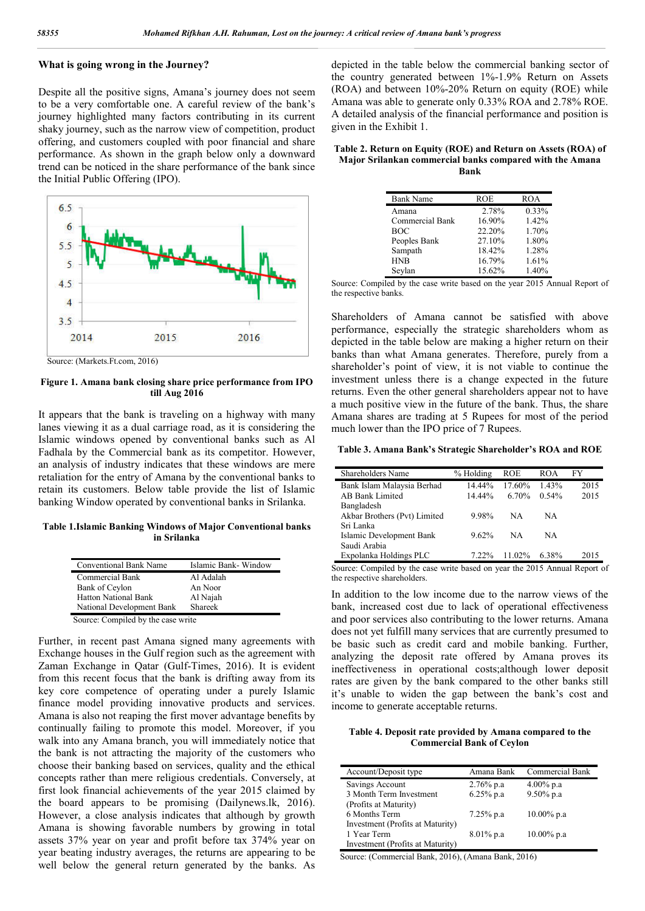## What is going wrong in the Journey?

Despite all the positive signs, Amana's journey does not seem to be a very comfortable one. A careful review of the bank's journey highlighted many factors contributing in its current shaky journey, such as the narrow view of competition, product offering, and customers coupled with poor financial and share performance. As shown in the graph below only a downward trend can be noticed in the share performance of the bank since the Initial Public Offering (IPO).

Source: (Markets.Ft.com, 2016)

**Figure 1. Amana bank closing share price performance from IPO till Aug 2016**

It appears that the bank is traveling on a highway with many lanes viewing it as a dual carriage road, as it is considering the Islamic windows opened by conventional banks such as Al Fadhala by the Commercial bank as its competitor. However, an analysis of industry indicates that these windows are mere retaliation for the entry of Amana by the conventional banks to retain its customers. Below table provide the list of Islamic banking Window operated by conventional banks in Srilanka.

**Table 1.Islamic Banking Windows of Major Conventional banks in Srilanka**

| Conventional Bank Name | Islamic Bank- Window |
|---|---|
| Commercial Bank | Al Adalah |
| Bank of Ceylon | An Noor |
| Hatton National Bank | Al Najah |
| National Development Bank | Shareek |

Source: Compiled by the case write

Further, in recent past Amana signed many agreements with Exchange houses in the Gulf region such as the agreement with Zaman Exchange in Qatar (Gulf-Times, 2016). It is evident from this recent focus that the bank is drifting away from its key core competence of operating under a purely Islamic finance model providing innovative products and services. Amana is also not reaping the first mover advantage benefits by continually failing to promote this model. Moreover, if you walk into any Amana branch, you will immediately notice that the bank is not attracting the majority of the customers who choose their banking based on services, quality and the ethical concepts rather than mere religious credentials. Conversely, at first look financial achievements of the year 2015 claimed by the board appears to be promising (Dailynews.lk, 2016). However, a close analysis indicates that although by growth Amana is showing favorable numbers by growing in total assets 37% year on year and profit before tax 374% year on year beating industry averages, the returns are appearing to be well below the general return generated by the banks. As depicted in the table below the commercial banking sector of the country generated between 1%-1.9% Return on Assets (ROA) and between 10%-20% Return on equity (ROE) while Amana was able to generate only 0.33% ROA and 2.78% ROE. A detailed analysis of the financial performance and position is given in the Exhibit 1.

**Table 2. Return on Equity (ROE) and Return on Assets (ROA) of Major Srilankan commercial banks compared with the Amana Bank**

| Bank Name | ROE | ROA |
|---|---|---|
| Amana | 2.78% | 0.33% |
| Commercial Bank | 16.90% | 1.42% |
| BOC | 22.20% | 1.70% |
| Peoples Bank | 27.10% | 1.80% |
| Sampath | 18.42% | 1.28% |
| HNB | 16.79% | 1.61% |
| Seylan | 15.62% | 1.40% |

Source: Compiled by the case write based on the year 2015 Annual Report of the respective banks.

Shareholders of Amana cannot be satisfied with above performance, especially the strategic shareholders whom as depicted in the table below are making a higher return on their banks than what Amana generates. Therefore, purely from a shareholder's point of view, it is not viable to continue the investment unless there is a change expected in the future returns. Even the other general shareholders appear not to have a much positive view in the future of the bank. Thus, the share Amana shares are trading at 5 Rupees for most of the period much lower than the IPO price of 7 Rupees.

**Table 3. Amana Bank's Strategic Shareholder's ROA and ROE**

| Shareholders Name | % Holding | ROE | ROA | FY |
|---|---|---|---|---|
| Bank Islam Malaysia Berhad | 14.44% | 17.60% | 1.43% | 2015 |
| AB Bank Limited Bangladesh | 14.44% | 6.70% | 0.54% | 2015 |
| Akbar Brothers (Pvt) Limited Sri Lanka | 9.98% | NA | NA | |
| Islamic Development Bank Saudi Arabia | 9.62% | NA | NA | |
| Expolanka Holdings PLC | 7.22% | 11.02% | 6.38% | 2015 |

Source: Compiled by the case write based on year the 2015 Annual Report of the respective shareholders.

In addition to the low income due to the narrow views of the bank, increased cost due to lack of operational effectiveness and poor services also contributing to the lower returns. Amana does not yet fulfill many services that are currently presumed to be basic such as credit card and mobile banking. Further, analyzing the deposit rate offered by Amana proves its ineffectiveness in operational costs;although lower deposit rates are given by the bank compared to the other banks still it's unable to widen the gap between the bank's cost and income to generate acceptable returns.

**Table 4. Deposit rate provided by Amana compared to the Commercial Bank of Ceylon**

| Account/Deposit type | Amana Bank | Commercial Bank |
|---|---|---|
| Savings Account | 2.76% p.a | 4.00% p.a |
| 3 Month Term Investment (Profits at Maturity) | 6.25% p.a | 9.50% p.a |
| 6 Months Term Investment (Profits at Maturity) | 7.25% p.a | 10.00% p.a |
| 1 Year Term Investment (Profits at Maturity) | 8.01% p.a | 10.00% p.a |

Source: (Commercial Bank, 2016), (Amana Bank, 2016)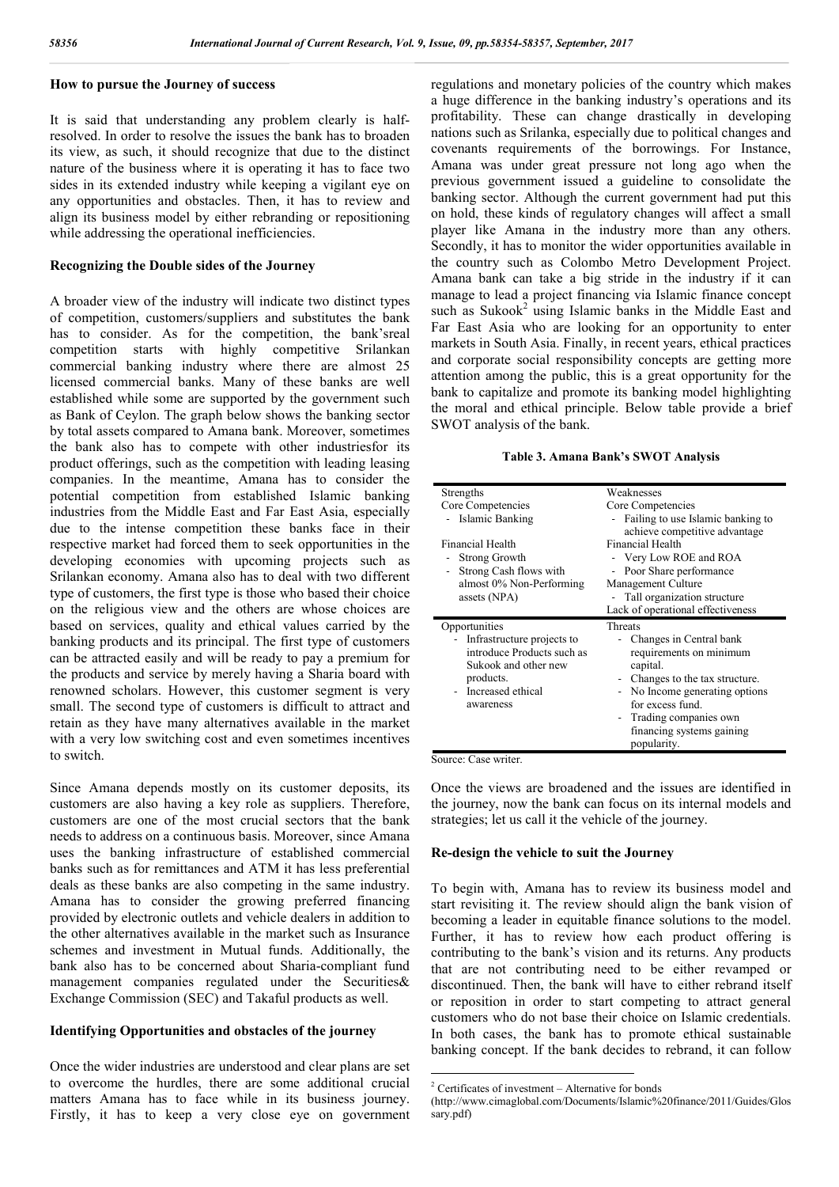### How to pursue the Journey of success

It is said that understanding any problem clearly is half-resolved. In order to resolve the issues the bank has to broaden its view, as such, it should recognize that due to the distinct nature of the business where it is operating it has to face two sides in its extended industry while keeping a vigilant eye on any opportunities and obstacles. Then, it has to review and align its business model by either rebranding or repositioning while addressing the operational inefficiencies.

### Recognizing the Double sides of the Journey

A broader view of the industry will indicate two distinct types of competition, customers/suppliers and substitutes the bank has to consider. As for the competition, the bank'sreal competition starts with highly competitive Srilankan commercial banking industry where there are almost 25 licensed commercial banks. Many of these banks are well established while some are supported by the government such as Bank of Ceylon. The graph below shows the banking sector by total assets compared to Amana bank. Moreover, sometimes the bank also has to compete with other industriesfor its product offerings, such as the competition with leading leasing companies. In the meantime, Amana has to consider the potential competition from established Islamic banking industries from the Middle East and Far East Asia, especially due to the intense competition these banks face in their respective market had forced them to seek opportunities in the developing economies with upcoming projects such as Srilankan economy. Amana also has to deal with two different type of customers, the first type is those who based their choice on the religious view and the others are whose choices are based on services, quality and ethical values carried by the banking products and its principal. The first type of customers can be attracted easily and will be ready to pay a premium for the products and service by merely having a Sharia board with renowned scholars. However, this customer segment is very small. The second type of customers is difficult to attract and retain as they have many alternatives available in the market with a very low switching cost and even sometimes incentives to switch.

Since Amana depends mostly on its customer deposits, its customers are also having a key role as suppliers. Therefore, customers are one of the most crucial sectors that the bank needs to address on a continuous basis. Moreover, since Amana uses the banking infrastructure of established commercial banks such as for remittances and ATM it has less preferential deals as these banks are also competing in the same industry. Amana has to consider the growing preferred financing provided by electronic outlets and vehicle dealers in addition to the other alternatives available in the market such as Insurance schemes and investment in Mutual funds. Additionally, the bank also has to be concerned about Sharia-compliant fund management companies regulated under the Securities& Exchange Commission (SEC) and Takaful products as well.

### Identifying Opportunities and obstacles of the journey

Once the wider industries are understood and clear plans are set to overcome the hurdles, there are some additional crucial matters Amana has to face while in its business journey. Firstly, it has to keep a very close eye on government regulations and monetary policies of the country which makes a huge difference in the banking industry's operations and its profitability. These can change drastically in developing nations such as Srilanka, especially due to political changes and covenants requirements of the borrowings. For Instance, Amana was under great pressure not long ago when the previous government issued a guideline to consolidate the banking sector. Although the current government had put this on hold, these kinds of regulatory changes will affect a small player like Amana in the industry more than any others. Secondly, it has to monitor the wider opportunities available in the country such as Colombo Metro Development Project. Amana bank can take a big stride in the industry if it can manage to lead a project financing via Islamic finance concept such as Sukook[2] using Islamic banks in the Middle East and Far East Asia who are looking for an opportunity to enter markets in South Asia. Finally, in recent years, ethical practices and corporate social responsibility concepts are getting more attention among the public, this is a great opportunity for the bank to capitalize and promote its banking model highlighting the moral and ethical principle. Below table provide a brief SWOT analysis of the bank.

**Table 3. Amana Bank's SWOT Analysis**

| Strengths | Weaknesses |
|---|---|
| Core Competencies<br>- Islamic Banking<br><br>Financial Health<br>- Strong Growth<br>- Strong Cash flows with almost 0% Non-Performing assets (NPA) | Core Competencies<br>- Failing to use Islamic banking to achieve competitive advantage<br>Financial Health<br>- Very Low ROE and ROA<br>- Poor Share performance<br>Management Culture<br>- Tall organization structure<br>Lack of operational effectiveness |
| **Opportunities**<br>- Infrastructure projects to introduce Products such as Sukook and other new products.<br>- Increased ethical awareness | **Threats**<br>- Changes in Central bank requirements on minimum capital.<br>- Changes to the tax structure.<br>- No Income generating options for excess fund.<br>- Trading companies own financing systems gaining popularity. |

Source: Case writer.

Once the views are broadened and the issues are identified in the journey, now the bank can focus on its internal models and strategies; let us call it the vehicle of the journey.

### Re-design the vehicle to suit the Journey

To begin with, Amana has to review its business model and start revisiting it. The review should align the bank vision of becoming a leader in equitable finance solutions to the model. Further, it has to review how each product offering is contributing to the bank's vision and its returns. Any products that are not contributing need to be either revamped or discontinued. Then, the bank will have to either rebrand itself or reposition in order to start competing to attract general customers who do not base their choice on Islamic credentials. In both cases, the bank has to promote ethical sustainable banking concept. If the bank decides to rebrand, it can follow

[2] Certificates of investment – Alternative for bonds (http://www.cimaglobal.com/Documents/Islamic%20finance/2011/Guides/Glossary.pdf)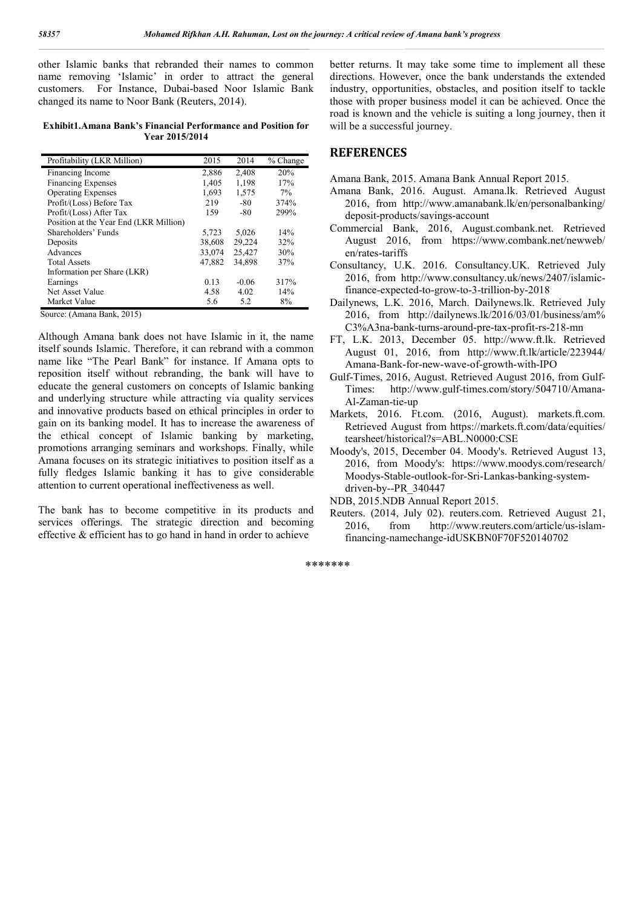other Islamic banks that rebranded their names to common name removing 'Islamic' in order to attract the general customers. For Instance, Dubai-based Noor Islamic Bank changed its name to Noor Bank (Reuters, 2014).

**Exhibit1.Amana Bank's Financial Performance and Position for Year 2015/2014**

| Profitability (LKR Million) | 2015 | 2014 | % Change |
|---|---|---|---|
| Financing Income | 2,886 | 2,408 | 20% |
| Financing Expenses | 1,405 | 1,198 | 17% |
| Operating Expenses | 1,693 | 1,575 | 7% |
| Profit/(Loss) Before Tax | 219 | -80 | 374% |
| Profit/(Loss) After Tax | 159 | -80 | 299% |
| Position at the Year End (LKR Million) | | | |
| Shareholders' Funds | 5,723 | 5,026 | 14% |
| Deposits | 38,608 | 29,224 | 32% |
| Advances | 33,074 | 25,427 | 30% |
| Total Assets | 47,882 | 34,898 | 37% |
| Information per Share (LKR) | | | |
| Earnings | 0.13 | -0.06 | 317% |
| Net Asset Value | 4.58 | 4.02 | 14% |
| Market Value | 5.6 | 5.2 | 8% |

Source: (Amana Bank, 2015)

Although Amana bank does not have Islamic in it, the name itself sounds Islamic. Therefore, it can rebrand with a common name like "The Pearl Bank" for instance. If Amana opts to reposition itself without rebranding, the bank will have to educate the general customers on concepts of Islamic banking and underlying structure while attracting via quality services and innovative products based on ethical principles in order to gain on its banking model. It has to increase the awareness of the ethical concept of Islamic banking by marketing, promotions arranging seminars and workshops. Finally, while Amana focuses on its strategic initiatives to position itself as a fully fledges Islamic banking it has to give considerable attention to current operational ineffectiveness as well.

The bank has to become competitive in its products and services offerings. The strategic direction and becoming effective & efficient has to go hand in hand in order to achieve better returns. It may take some time to implement all these directions. However, once the bank understands the extended industry, opportunities, obstacles, and position itself to tackle those with proper business model it can be achieved. Once the road is known and the vehicle is suiting a long journey, then it will be a successful journey.

## REFERENCES

Amana Bank, 2015. Amana Bank Annual Report 2015.

Amana Bank, 2016. August. Amana.lk. Retrieved August 2016, from http://www.amanabank.lk/en/personalbanking/deposit-products/savings-account

Commercial Bank, 2016, August.combank.net. Retrieved August 2016, from https://www.combank.net/newweb/en/rates-tariffs

Consultancy, U.K. 2016. Consultancy.UK. Retrieved July 2016, from http://www.consultancy.uk/news/2407/islamic-finance-expected-to-grow-to-3-trillion-by-2018

Dailynews, L.K. 2016, March. Dailynews.lk. Retrieved July 2016, from http://dailynews.lk/2016/03/01/business/am%C3%A3na-bank-turns-around-pre-tax-profit-rs-218-mn

FT, L.K. 2013, December 05. http://www.ft.lk. Retrieved August 01, 2016, from http://www.ft.lk/article/223944/Amana-Bank-for-new-wave-of-growth-with-IPO

Gulf-Times, 2016, August. Retrieved August 2016, from Gulf-Times: http://www.gulf-times.com/story/504710/Amana-Al-Zaman-tie-up

Markets, 2016. Ft.com. (2016, August). markets.ft.com. Retrieved August from https://markets.ft.com/data/equities/tearsheet/historical?s=ABL.N0000:CSE

Moody's, 2015, December 04. Moody's. Retrieved August 13, 2016, from Moody's: https://www.moodys.com/research/Moodys-Stable-outlook-for-Sri-Lankas-banking-system-driven-by--PR_340447

NDB, 2015.NDB Annual Report 2015.

Reuters. (2014, July 02). reuters.com. Retrieved August 21, 2016, from http://www.reuters.com/article/us-islam-financing-namechange-idUSKBN0F70F520140702

*******